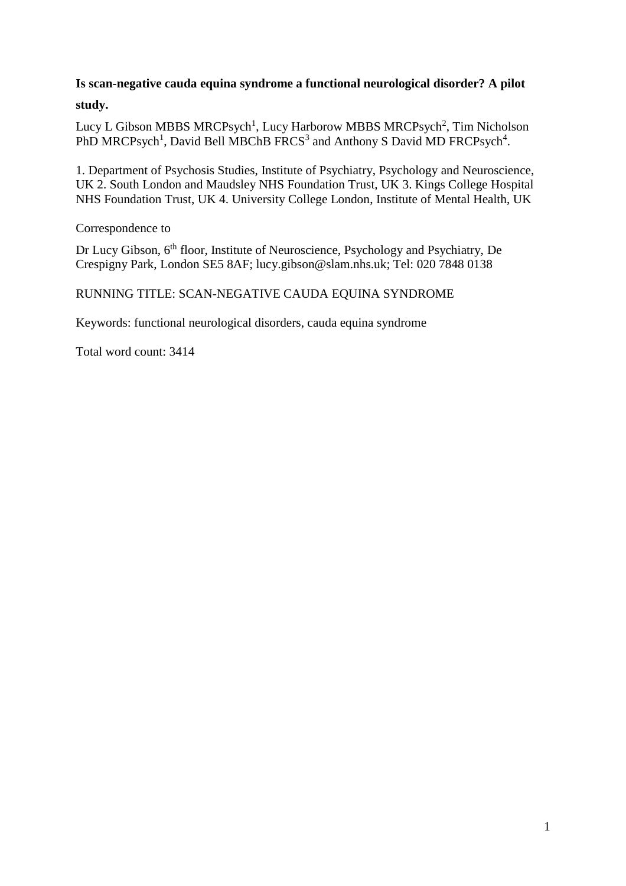**Is scan-negative cauda equina syndrome a functional neurological disorder? A pilot study.**

Lucy L Gibson MBBS MRCPsych[1], Lucy Harborow MBBS MRCPsych[2], Tim Nicholson PhD MRCPsych[1], David Bell MBChB FRCS[3] and Anthony S David MD FRCPsych[4].

1. Department of Psychosis Studies, Institute of Psychiatry, Psychology and Neuroscience, UK 2. South London and Maudsley NHS Foundation Trust, UK 3. Kings College Hospital NHS Foundation Trust, UK 4. University College London, Institute of Mental Health, UK

Correspondence to

Dr Lucy Gibson, 6th floor, Institute of Neuroscience, Psychology and Psychiatry, De Crespigny Park, London SE5 8AF; lucy.gibson@slam.nhs.uk; Tel: 020 7848 0138

RUNNING TITLE: SCAN-NEGATIVE CAUDA EQUINA SYNDROME

Keywords: functional neurological disorders, cauda equina syndrome

Total word count: 3414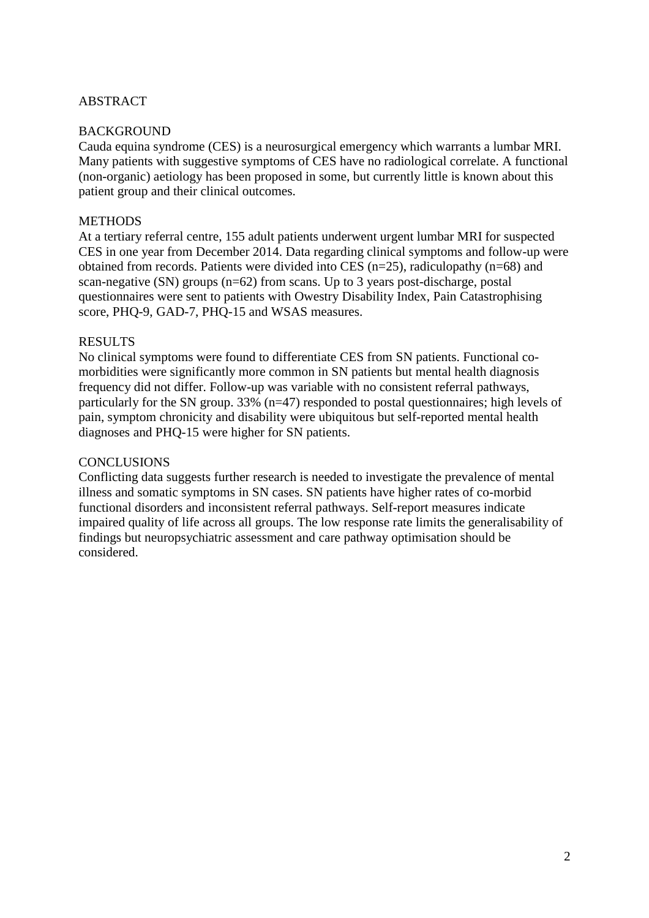# ABSTRACT

## BACKGROUND

Cauda equina syndrome (CES) is a neurosurgical emergency which warrants a lumbar MRI. Many patients with suggestive symptoms of CES have no radiological correlate. A functional (non-organic) aetiology has been proposed in some, but currently little is known about this patient group and their clinical outcomes.

## METHODS

At a tertiary referral centre, 155 adult patients underwent urgent lumbar MRI for suspected CES in one year from December 2014. Data regarding clinical symptoms and follow-up were obtained from records. Patients were divided into CES (n=25), radiculopathy (n=68) and scan-negative (SN) groups (n=62) from scans. Up to 3 years post-discharge, postal questionnaires were sent to patients with Owestry Disability Index, Pain Catastrophising score, PHQ-9, GAD-7, PHQ-15 and WSAS measures.

## RESULTS

No clinical symptoms were found to differentiate CES from SN patients. Functional co-morbidities were significantly more common in SN patients but mental health diagnosis frequency did not differ. Follow-up was variable with no consistent referral pathways, particularly for the SN group. 33% (n=47) responded to postal questionnaires; high levels of pain, symptom chronicity and disability were ubiquitous but self-reported mental health diagnoses and PHQ-15 were higher for SN patients.

## CONCLUSIONS

Conflicting data suggests further research is needed to investigate the prevalence of mental illness and somatic symptoms in SN cases. SN patients have higher rates of co-morbid functional disorders and inconsistent referral pathways. Self-report measures indicate impaired quality of life across all groups. The low response rate limits the generalisability of findings but neuropsychiatric assessment and care pathway optimisation should be considered.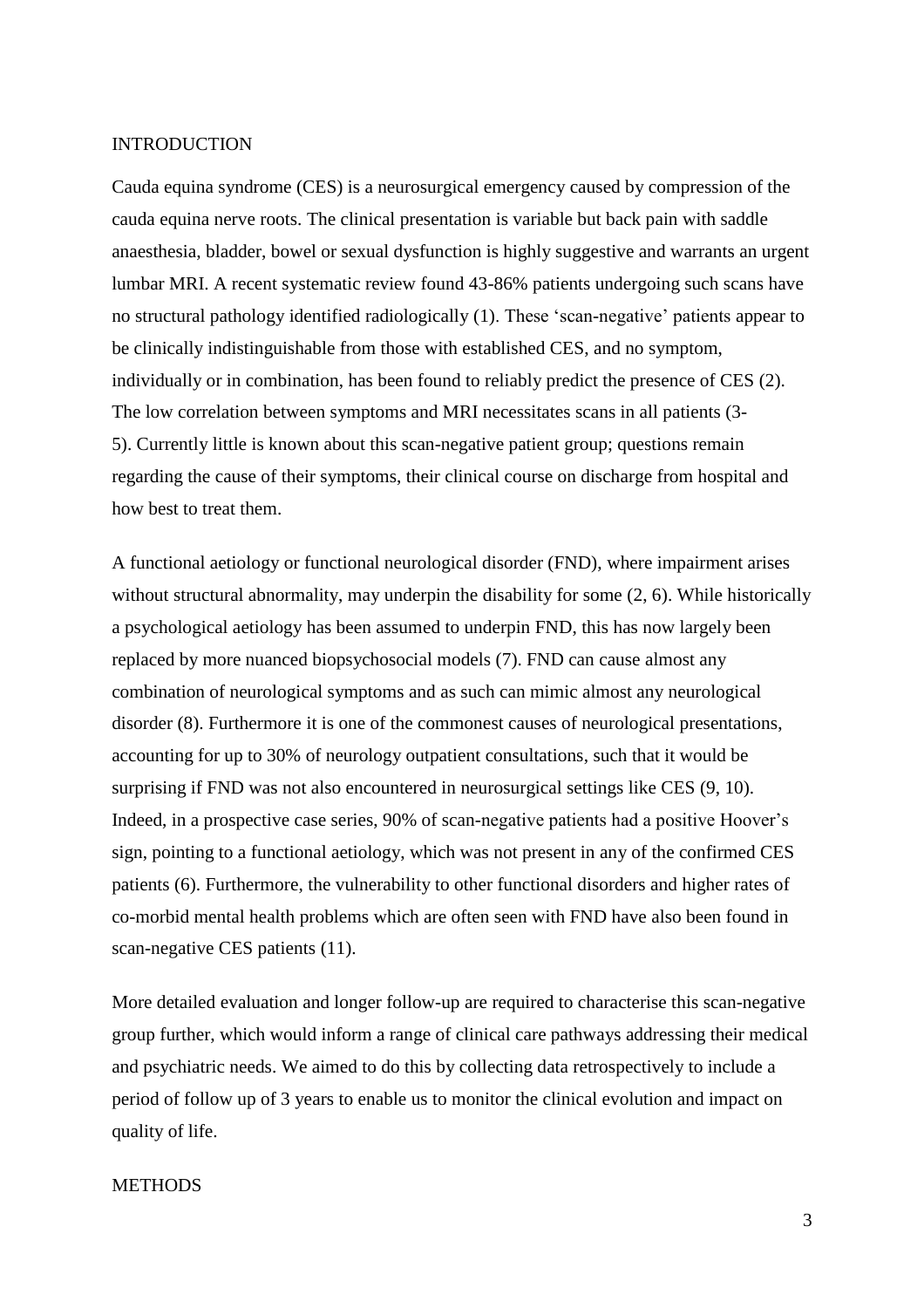## INTRODUCTION

Cauda equina syndrome (CES) is a neurosurgical emergency caused by compression of the cauda equina nerve roots. The clinical presentation is variable but back pain with saddle anaesthesia, bladder, bowel or sexual dysfunction is highly suggestive and warrants an urgent lumbar MRI. A recent systematic review found 43-86% patients undergoing such scans have no structural pathology identified radiologically (1). These 'scan-negative' patients appear to be clinically indistinguishable from those with established CES, and no symptom, individually or in combination, has been found to reliably predict the presence of CES (2). The low correlation between symptoms and MRI necessitates scans in all patients (3-5). Currently little is known about this scan-negative patient group; questions remain regarding the cause of their symptoms, their clinical course on discharge from hospital and how best to treat them.

A functional aetiology or functional neurological disorder (FND), where impairment arises without structural abnormality, may underpin the disability for some (2, 6). While historically a psychological aetiology has been assumed to underpin FND, this has now largely been replaced by more nuanced biopsychosocial models (7). FND can cause almost any combination of neurological symptoms and as such can mimic almost any neurological disorder (8). Furthermore it is one of the commonest causes of neurological presentations, accounting for up to 30% of neurology outpatient consultations, such that it would be surprising if FND was not also encountered in neurosurgical settings like CES (9, 10). Indeed, in a prospective case series, 90% of scan-negative patients had a positive Hoover's sign, pointing to a functional aetiology, which was not present in any of the confirmed CES patients (6). Furthermore, the vulnerability to other functional disorders and higher rates of co-morbid mental health problems which are often seen with FND have also been found in scan-negative CES patients (11).

More detailed evaluation and longer follow-up are required to characterise this scan-negative group further, which would inform a range of clinical care pathways addressing their medical and psychiatric needs. We aimed to do this by collecting data retrospectively to include a period of follow up of 3 years to enable us to monitor the clinical evolution and impact on quality of life.

## METHODS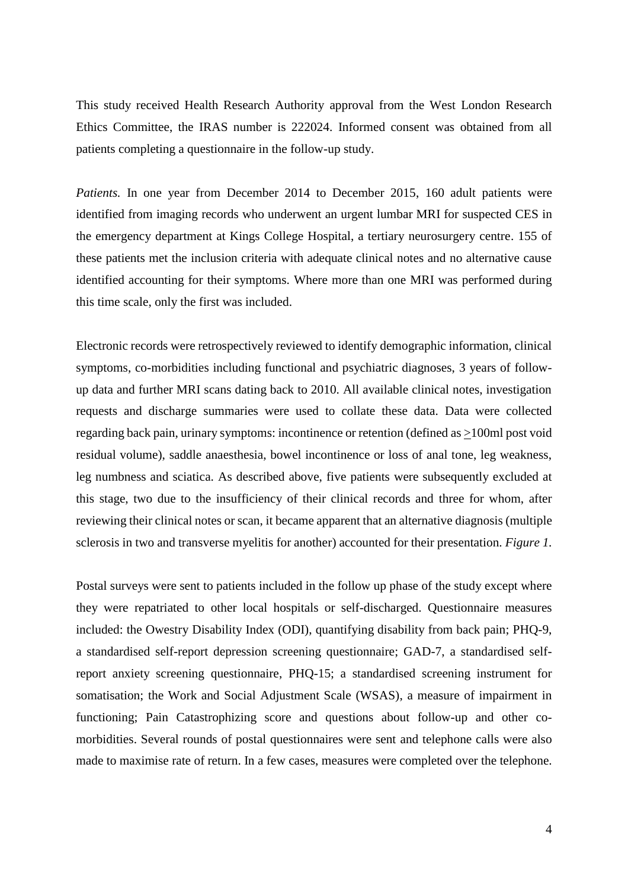This study received Health Research Authority approval from the West London Research Ethics Committee, the IRAS number is 222024. Informed consent was obtained from all patients completing a questionnaire in the follow-up study.

*Patients.* In one year from December 2014 to December 2015, 160 adult patients were identified from imaging records who underwent an urgent lumbar MRI for suspected CES in the emergency department at Kings College Hospital, a tertiary neurosurgery centre. 155 of these patients met the inclusion criteria with adequate clinical notes and no alternative cause identified accounting for their symptoms. Where more than one MRI was performed during this time scale, only the first was included.

Electronic records were retrospectively reviewed to identify demographic information, clinical symptoms, co-morbidities including functional and psychiatric diagnoses, 3 years of follow-up data and further MRI scans dating back to 2010. All available clinical notes, investigation requests and discharge summaries were used to collate these data. Data were collected regarding back pain, urinary symptoms: incontinence or retention (defined as $\geq$100ml post void residual volume), saddle anaesthesia, bowel incontinence or loss of anal tone, leg weakness, leg numbness and sciatica. As described above, five patients were subsequently excluded at this stage, two due to the insufficiency of their clinical records and three for whom, after reviewing their clinical notes or scan, it became apparent that an alternative diagnosis (multiple sclerosis in two and transverse myelitis for another) accounted for their presentation. *Figure 1.*

Postal surveys were sent to patients included in the follow up phase of the study except where they were repatriated to other local hospitals or self-discharged. Questionnaire measures included: the Owestry Disability Index (ODI), quantifying disability from back pain; PHQ-9, a standardised self-report depression screening questionnaire; GAD-7, a standardised self-report anxiety screening questionnaire, PHQ-15; a standardised screening instrument for somatisation; the Work and Social Adjustment Scale (WSAS), a measure of impairment in functioning; Pain Catastrophizing score and questions about follow-up and other co-morbidities. Several rounds of postal questionnaires were sent and telephone calls were also made to maximise rate of return. In a few cases, measures were completed over the telephone.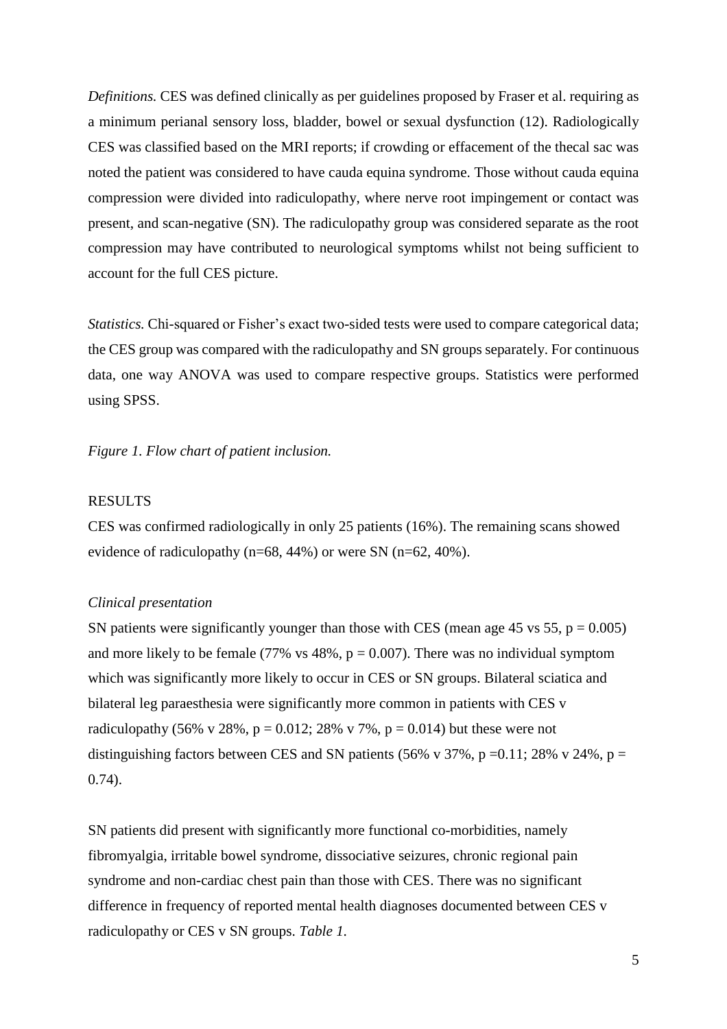*Definitions.* CES was defined clinically as per guidelines proposed by Fraser et al. requiring as a minimum perianal sensory loss, bladder, bowel or sexual dysfunction (12). Radiologically CES was classified based on the MRI reports; if crowding or effacement of the thecal sac was noted the patient was considered to have cauda equina syndrome. Those without cauda equina compression were divided into radiculopathy, where nerve root impingement or contact was present, and scan-negative (SN). The radiculopathy group was considered separate as the root compression may have contributed to neurological symptoms whilst not being sufficient to account for the full CES picture.

*Statistics.* Chi-squared or Fisher's exact two-sided tests were used to compare categorical data; the CES group was compared with the radiculopathy and SN groups separately. For continuous data, one way ANOVA was used to compare respective groups. Statistics were performed using SPSS.

*Figure 1. Flow chart of patient inclusion.*

## RESULTS

CES was confirmed radiologically in only 25 patients (16%). The remaining scans showed evidence of radiculopathy (n=68, 44%) or were SN (n=62, 40%).

### *Clinical presentation*

SN patients were significantly younger than those with CES (mean age 45 vs 55, $p = 0.005$) and more likely to be female (77% vs 48%, $p = 0.007$). There was no individual symptom which was significantly more likely to occur in CES or SN groups. Bilateral sciatica and bilateral leg paraesthesia were significantly more common in patients with CES v radiculopathy (56% v 28%, $p = 0.012$; 28% v 7%, $p = 0.014$) but these were not distinguishing factors between CES and SN patients (56% v 37%, $p = 0.11$; 28% v 24%, $p = 0.74$).

SN patients did present with significantly more functional co-morbidities, namely fibromyalgia, irritable bowel syndrome, dissociative seizures, chronic regional pain syndrome and non-cardiac chest pain than those with CES. There was no significant difference in frequency of reported mental health diagnoses documented between CES v radiculopathy or CES v SN groups. *Table 1.*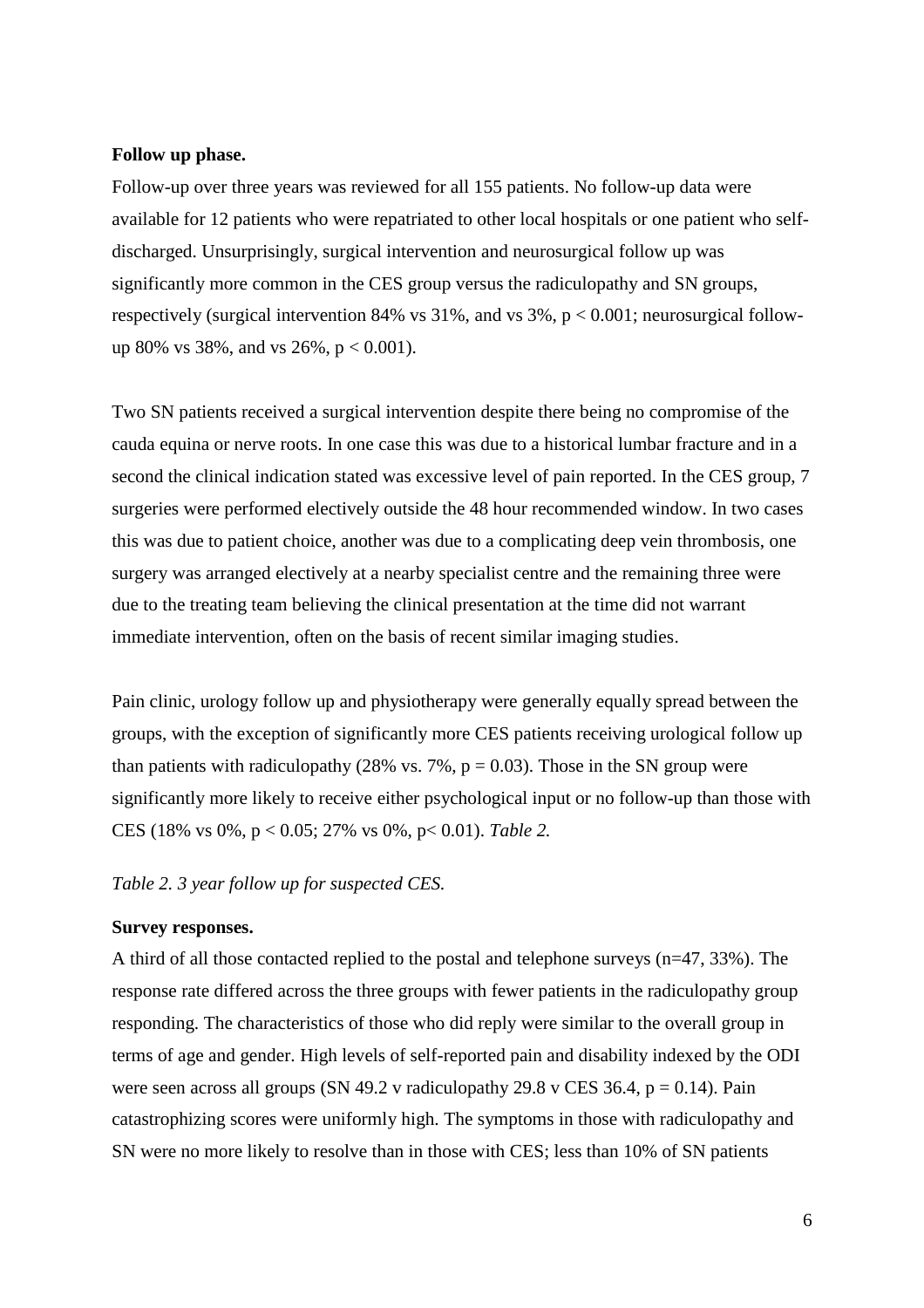**Follow up phase.**

Follow-up over three years was reviewed for all 155 patients. No follow-up data were available for 12 patients who were repatriated to other local hospitals or one patient who self-discharged. Unsurprisingly, surgical intervention and neurosurgical follow up was significantly more common in the CES group versus the radiculopathy and SN groups, respectively (surgical intervention 84% vs 31%, and vs 3%, $p < 0.001$; neurosurgical follow-up 80% vs 38%, and vs 26%, $p < 0.001$).

Two SN patients received a surgical intervention despite there being no compromise of the cauda equina or nerve roots. In one case this was due to a historical lumbar fracture and in a second the clinical indication stated was excessive level of pain reported. In the CES group, 7 surgeries were performed electively outside the 48 hour recommended window. In two cases this was due to patient choice, another was due to a complicating deep vein thrombosis, one surgery was arranged electively at a nearby specialist centre and the remaining three were due to the treating team believing the clinical presentation at the time did not warrant immediate intervention, often on the basis of recent similar imaging studies.

Pain clinic, urology follow up and physiotherapy were generally equally spread between the groups, with the exception of significantly more CES patients receiving urological follow up than patients with radiculopathy (28% vs. 7%, $p = 0.03$). Those in the SN group were significantly more likely to receive either psychological input or no follow-up than those with CES (18% vs 0%, $p < 0.05$; 27% vs 0%, $p < 0.01$). *Table 2.*

*Table 2. 3 year follow up for suspected CES.*

**Survey responses.**

A third of all those contacted replied to the postal and telephone surveys (n=47, 33%). The response rate differed across the three groups with fewer patients in the radiculopathy group responding. The characteristics of those who did reply were similar to the overall group in terms of age and gender. High levels of self-reported pain and disability indexed by the ODI were seen across all groups (SN 49.2 v radiculopathy 29.8 v CES 36.4, $p = 0.14$). Pain catastrophizing scores were uniformly high. The symptoms in those with radiculopathy and SN were no more likely to resolve than in those with CES; less than 10% of SN patients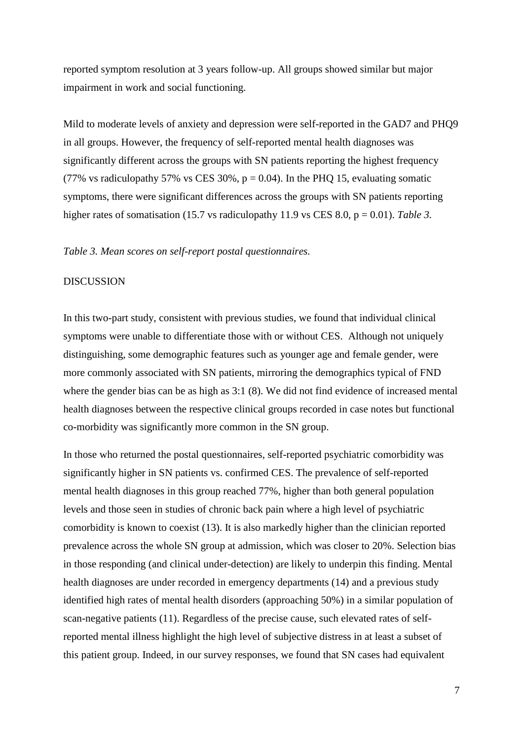reported symptom resolution at 3 years follow-up. All groups showed similar but major impairment in work and social functioning.

Mild to moderate levels of anxiety and depression were self-reported in the GAD7 and PHQ9 in all groups. However, the frequency of self-reported mental health diagnoses was significantly different across the groups with SN patients reporting the highest frequency (77% vs radiculopathy 57% vs CES 30%, $p = 0.04$). In the PHQ 15, evaluating somatic symptoms, there were significant differences across the groups with SN patients reporting higher rates of somatisation (15.7 vs radiculopathy 11.9 vs CES 8.0, $p = 0.01$). *Table 3.*

*Table 3. Mean scores on self-report postal questionnaires.*

## DISCUSSION

In this two-part study, consistent with previous studies, we found that individual clinical symptoms were unable to differentiate those with or without CES. Although not uniquely distinguishing, some demographic features such as younger age and female gender, were more commonly associated with SN patients, mirroring the demographics typical of FND where the gender bias can be as high as 3:1 (8). We did not find evidence of increased mental health diagnoses between the respective clinical groups recorded in case notes but functional co-morbidity was significantly more common in the SN group.

In those who returned the postal questionnaires, self-reported psychiatric comorbidity was significantly higher in SN patients vs. confirmed CES. The prevalence of self-reported mental health diagnoses in this group reached 77%, higher than both general population levels and those seen in studies of chronic back pain where a high level of psychiatric comorbidity is known to coexist (13). It is also markedly higher than the clinician reported prevalence across the whole SN group at admission, which was closer to 20%. Selection bias in those responding (and clinical under-detection) are likely to underpin this finding. Mental health diagnoses are under recorded in emergency departments (14) and a previous study identified high rates of mental health disorders (approaching 50%) in a similar population of scan-negative patients (11). Regardless of the precise cause, such elevated rates of self-reported mental illness highlight the high level of subjective distress in at least a subset of this patient group. Indeed, in our survey responses, we found that SN cases had equivalent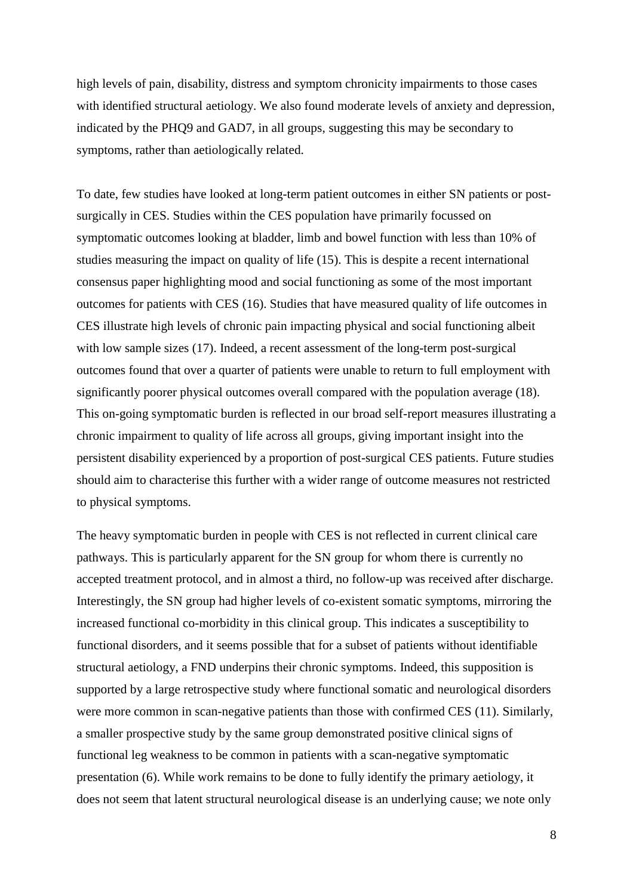high levels of pain, disability, distress and symptom chronicity impairments to those cases with identified structural aetiology. We also found moderate levels of anxiety and depression, indicated by the PHQ9 and GAD7, in all groups, suggesting this may be secondary to symptoms, rather than aetiologically related.

To date, few studies have looked at long-term patient outcomes in either SN patients or post-surgically in CES. Studies within the CES population have primarily focussed on symptomatic outcomes looking at bladder, limb and bowel function with less than 10% of studies measuring the impact on quality of life (15). This is despite a recent international consensus paper highlighting mood and social functioning as some of the most important outcomes for patients with CES (16). Studies that have measured quality of life outcomes in CES illustrate high levels of chronic pain impacting physical and social functioning albeit with low sample sizes (17). Indeed, a recent assessment of the long-term post-surgical outcomes found that over a quarter of patients were unable to return to full employment with significantly poorer physical outcomes overall compared with the population average (18). This on-going symptomatic burden is reflected in our broad self-report measures illustrating a chronic impairment to quality of life across all groups, giving important insight into the persistent disability experienced by a proportion of post-surgical CES patients. Future studies should aim to characterise this further with a wider range of outcome measures not restricted to physical symptoms.

The heavy symptomatic burden in people with CES is not reflected in current clinical care pathways. This is particularly apparent for the SN group for whom there is currently no accepted treatment protocol, and in almost a third, no follow-up was received after discharge. Interestingly, the SN group had higher levels of co-existent somatic symptoms, mirroring the increased functional co-morbidity in this clinical group. This indicates a susceptibility to functional disorders, and it seems possible that for a subset of patients without identifiable structural aetiology, a FND underpins their chronic symptoms. Indeed, this supposition is supported by a large retrospective study where functional somatic and neurological disorders were more common in scan-negative patients than those with confirmed CES (11). Similarly, a smaller prospective study by the same group demonstrated positive clinical signs of functional leg weakness to be common in patients with a scan-negative symptomatic presentation (6). While work remains to be done to fully identify the primary aetiology, it does not seem that latent structural neurological disease is an underlying cause; we note only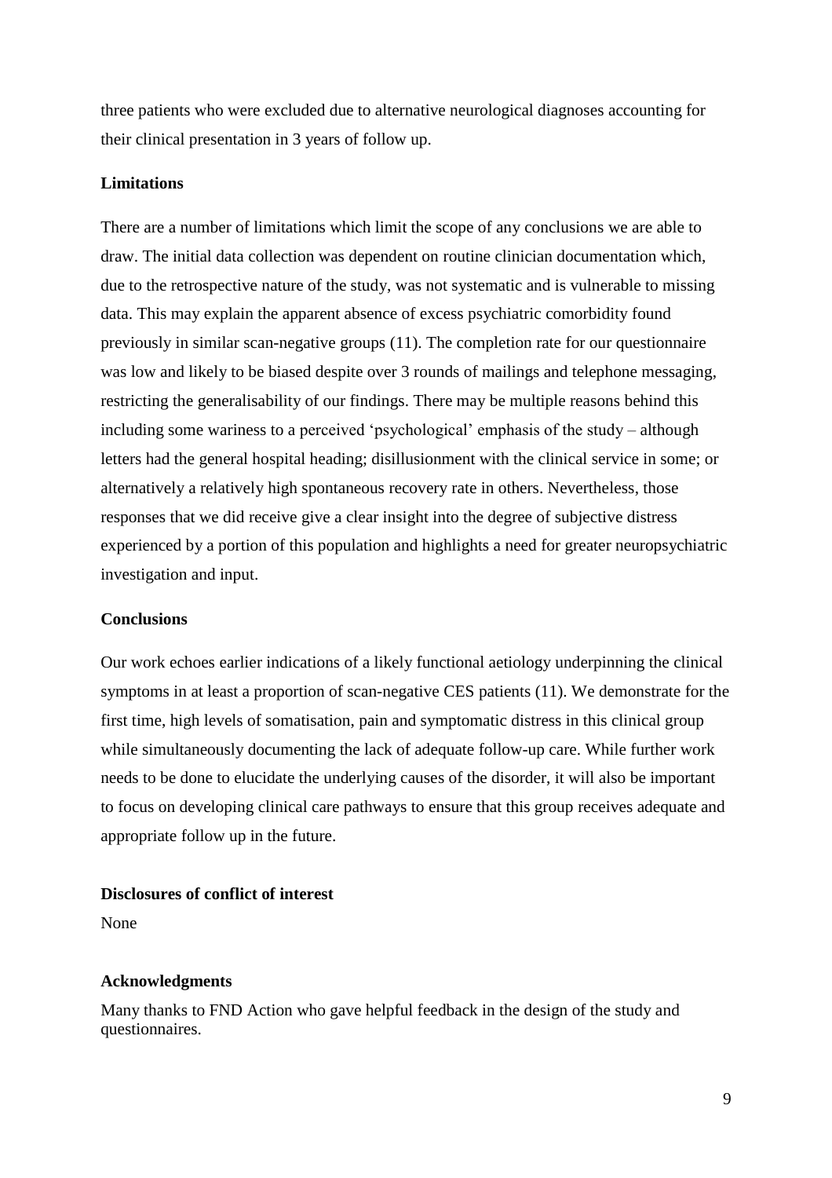three patients who were excluded due to alternative neurological diagnoses accounting for their clinical presentation in 3 years of follow up.

**Limitations**

There are a number of limitations which limit the scope of any conclusions we are able to draw. The initial data collection was dependent on routine clinician documentation which, due to the retrospective nature of the study, was not systematic and is vulnerable to missing data. This may explain the apparent absence of excess psychiatric comorbidity found previously in similar scan-negative groups (11). The completion rate for our questionnaire was low and likely to be biased despite over 3 rounds of mailings and telephone messaging, restricting the generalisability of our findings. There may be multiple reasons behind this including some wariness to a perceived 'psychological' emphasis of the study – although letters had the general hospital heading; disillusionment with the clinical service in some; or alternatively a relatively high spontaneous recovery rate in others. Nevertheless, those responses that we did receive give a clear insight into the degree of subjective distress experienced by a portion of this population and highlights a need for greater neuropsychiatric investigation and input.

**Conclusions**

Our work echoes earlier indications of a likely functional aetiology underpinning the clinical symptoms in at least a proportion of scan-negative CES patients (11). We demonstrate for the first time, high levels of somatisation, pain and symptomatic distress in this clinical group while simultaneously documenting the lack of adequate follow-up care. While further work needs to be done to elucidate the underlying causes of the disorder, it will also be important to focus on developing clinical care pathways to ensure that this group receives adequate and appropriate follow up in the future.

**Disclosures of conflict of interest**

None

**Acknowledgments**

Many thanks to FND Action who gave helpful feedback in the design of the study and questionnaires.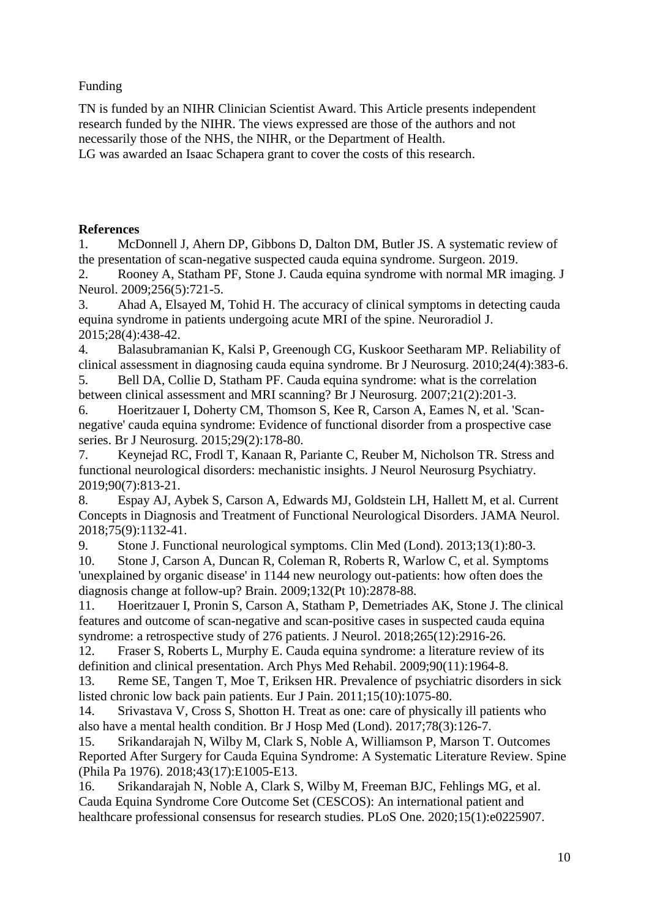Funding

TN is funded by an NIHR Clinician Scientist Award. This Article presents independent research funded by the NIHR. The views expressed are those of the authors and not necessarily those of the NHS, the NIHR, or the Department of Health.
LG was awarded an Isaac Schapera grant to cover the costs of this research.

**References**

1. McDonnell J, Ahern DP, Gibbons D, Dalton DM, Butler JS. A systematic review of the presentation of scan-negative suspected cauda equina syndrome. Surgeon. 2019.
2. Rooney A, Statham PF, Stone J. Cauda equina syndrome with normal MR imaging. J Neurol. 2009;256(5):721-5.
3. Ahad A, Elsayed M, Tohid H. The accuracy of clinical symptoms in detecting cauda equina syndrome in patients undergoing acute MRI of the spine. Neuroradiol J. 2015;28(4):438-42.
4. Balasubramanian K, Kalsi P, Greenough CG, Kuskoor Seetharam MP. Reliability of clinical assessment in diagnosing cauda equina syndrome. Br J Neurosurg. 2010;24(4):383-6.
5. Bell DA, Collie D, Statham PF. Cauda equina syndrome: what is the correlation between clinical assessment and MRI scanning? Br J Neurosurg. 2007;21(2):201-3.
6. Hoeritzauer I, Doherty CM, Thomson S, Kee R, Carson A, Eames N, et al. 'Scan-negative' cauda equina syndrome: Evidence of functional disorder from a prospective case series. Br J Neurosurg. 2015;29(2):178-80.
7. Keynejad RC, Frodl T, Kanaan R, Pariante C, Reuber M, Nicholson TR. Stress and functional neurological disorders: mechanistic insights. J Neurol Neurosurg Psychiatry. 2019;90(7):813-21.
8. Espay AJ, Aybek S, Carson A, Edwards MJ, Goldstein LH, Hallett M, et al. Current Concepts in Diagnosis and Treatment of Functional Neurological Disorders. JAMA Neurol. 2018;75(9):1132-41.
9. Stone J. Functional neurological symptoms. Clin Med (Lond). 2013;13(1):80-3.
10. Stone J, Carson A, Duncan R, Coleman R, Roberts R, Warlow C, et al. Symptoms 'unexplained by organic disease' in 1144 new neurology out-patients: how often does the diagnosis change at follow-up? Brain. 2009;132(Pt 10):2878-88.
11. Hoeritzauer I, Pronin S, Carson A, Statham P, Demetriades AK, Stone J. The clinical features and outcome of scan-negative and scan-positive cases in suspected cauda equina syndrome: a retrospective study of 276 patients. J Neurol. 2018;265(12):2916-26.
12. Fraser S, Roberts L, Murphy E. Cauda equina syndrome: a literature review of its definition and clinical presentation. Arch Phys Med Rehabil. 2009;90(11):1964-8.
13. Reme SE, Tangen T, Moe T, Eriksen HR. Prevalence of psychiatric disorders in sick listed chronic low back pain patients. Eur J Pain. 2011;15(10):1075-80.
14. Srivastava V, Cross S, Shotton H. Treat as one: care of physically ill patients who also have a mental health condition. Br J Hosp Med (Lond). 2017;78(3):126-7.
15. Srikandarajah N, Wilby M, Clark S, Noble A, Williamson P, Marson T. Outcomes Reported After Surgery for Cauda Equina Syndrome: A Systematic Literature Review. Spine (Phila Pa 1976). 2018;43(17):E1005-E13.
16. Srikandarajah N, Noble A, Clark S, Wilby M, Freeman BJC, Fehlings MG, et al. Cauda Equina Syndrome Core Outcome Set (CESCOS): An international patient and healthcare professional consensus for research studies. PLoS One. 2020;15(1):e0225907.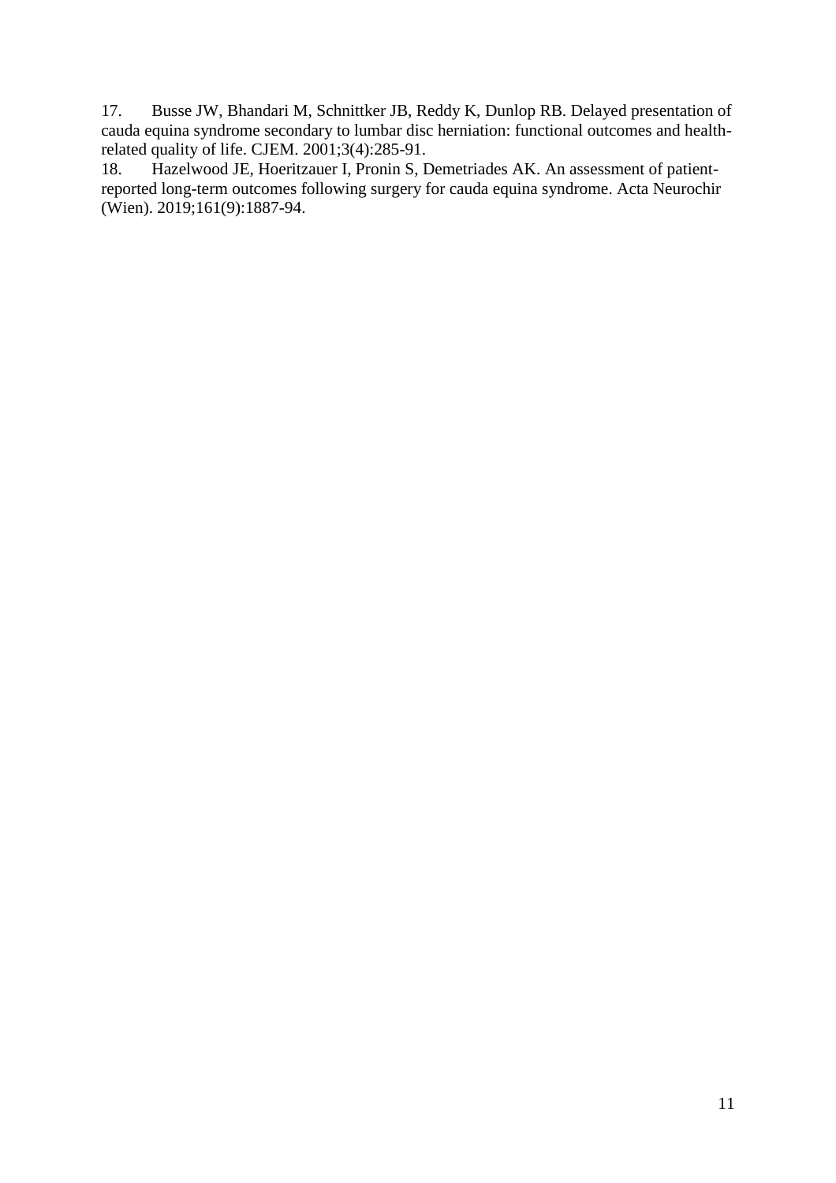17. Busse JW, Bhandari M, Schnittker JB, Reddy K, Dunlop RB. Delayed presentation of cauda equina syndrome secondary to lumbar disc herniation: functional outcomes and health-related quality of life. CJEM. 2001;3(4):285-91.
18. Hazelwood JE, Hoeritzauer I, Pronin S, Demetriades AK. An assessment of patient-reported long-term outcomes following surgery for cauda equina syndrome. Acta Neurochir (Wien). 2019;161(9):1887-94.